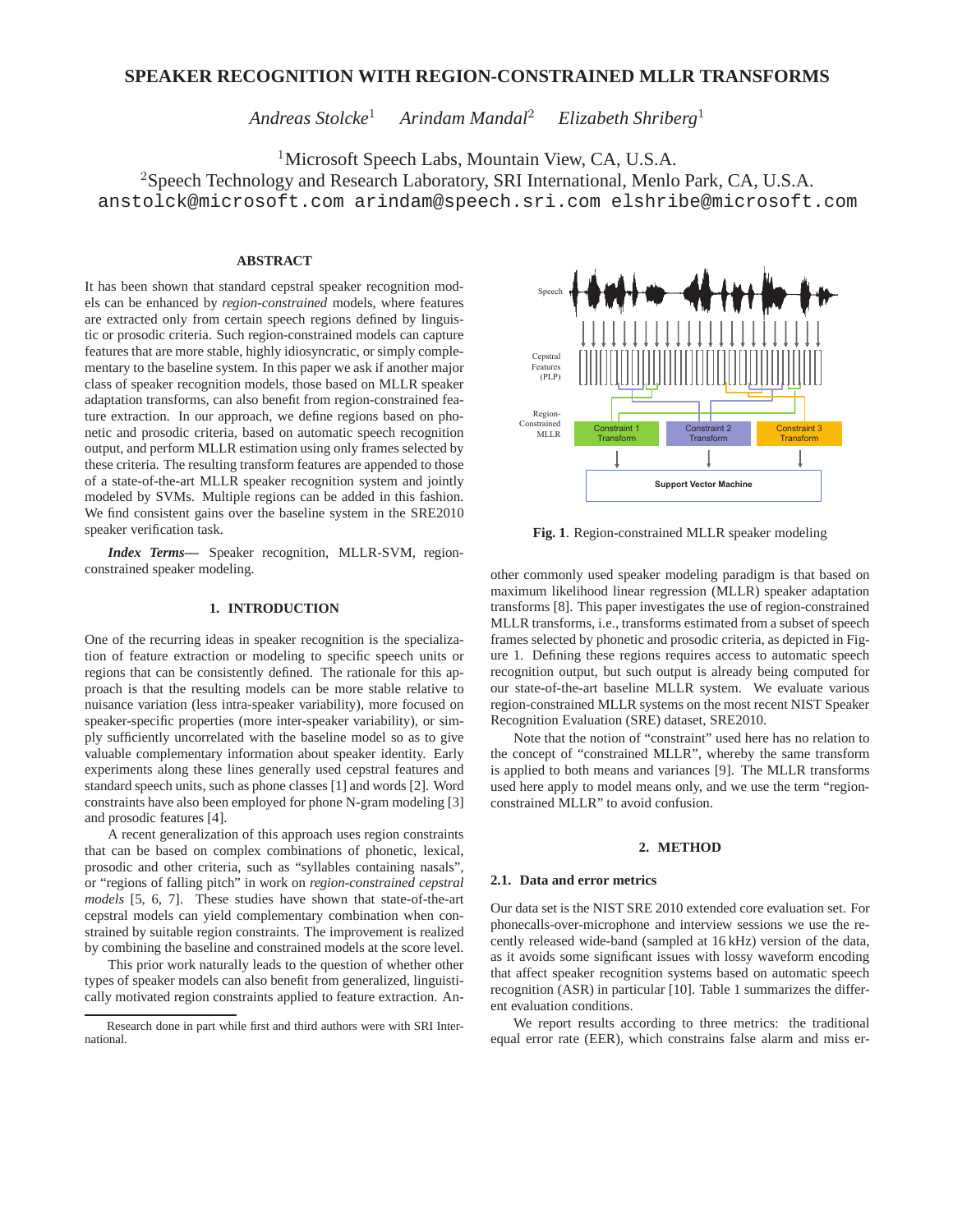# SPEAKER RECOGNITION WITH REGION-CONSTRAINED MLLR TRANSFORMS

*Andreas Stolcke*[1] *Arindam Mandal*[2] *Elizabeth Shriberg*[1]

[1]Microsoft Speech Labs, Mountain View, CA, U.S.A.
[2]Speech Technology and Research Laboratory, SRI International, Menlo Park, CA, U.S.A.
anstolck@microsoft.com arindam@speech.sri.com elshribe@microsoft.com

## ABSTRACT

It has been shown that standard cepstral speaker recognition models can be enhanced by *region-constrained* models, where features are extracted only from certain speech regions defined by linguistic or prosodic criteria. Such region-constrained models can capture features that are more stable, highly idiosyncratic, or simply complementary to the baseline system. In this paper we ask if another major class of speaker recognition models, those based on MLLR speaker adaptation transforms, can also benefit from region-constrained feature extraction. In our approach, we define regions based on phonetic and prosodic criteria, based on automatic speech recognition output, and perform MLLR estimation using only frames selected by these criteria. The resulting transform features are appended to those of a state-of-the-art MLLR speaker recognition system and jointly modeled by SVMs. Multiple regions can be added in this fashion. We find consistent gains over the baseline system in the SRE2010 speaker verification task.

***Index Terms*—** Speaker recognition, MLLR-SVM, region-constrained speaker modeling.

## 1. INTRODUCTION

One of the recurring ideas in speaker recognition is the specialization of feature extraction or modeling to specific speech units or regions that can be consistently defined. The rationale for this approach is that the resulting models can be more stable relative to nuisance variation (less intra-speaker variability), more focused on speaker-specific properties (more inter-speaker variability), or simply sufficiently uncorrelated with the baseline model so as to give valuable complementary information about speaker identity. Early experiments along these lines generally used cepstral features and standard speech units, such as phone classes [1] and words [2]. Word constraints have also been employed for phone N-gram modeling [3] and prosodic features [4].

A recent generalization of this approach uses region constraints that can be based on complex combinations of phonetic, lexical, prosodic and other criteria, such as "syllables containing nasals", or "regions of falling pitch" in work on *region-constrained cepstral models* [5, 6, 7]. These studies have shown that state-of-the-art cepstral models can yield complementary combination when constrained by suitable region constraints. The improvement is realized by combining the baseline and constrained models at the score level.

This prior work naturally leads to the question of whether other types of speaker models can also benefit from generalized, linguistically motivated region constraints applied to feature extraction. Another commonly used speaker modeling paradigm is that based on maximum likelihood linear regression (MLLR) speaker adaptation transforms [8]. This paper investigates the use of region-constrained MLLR transforms, i.e., transforms estimated from a subset of speech frames selected by phonetic and prosodic criteria, as depicted in Figure 1. Defining these regions requires access to automatic speech recognition output, but such output is already being computed for our state-of-the-art baseline MLLR system. We evaluate various region-constrained MLLR systems on the most recent NIST Speaker Recognition Evaluation (SRE) dataset, SRE2010.

**Fig. 1**. Region-constrained MLLR speaker modeling

Note that the notion of "constraint" used here has no relation to the concept of "constrained MLLR", whereby the same transform is applied to both means and variances [9]. The MLLR transforms used here apply to model means only, and we use the term "region-constrained MLLR" to avoid confusion.

## 2. METHOD

### 2.1. Data and error metrics

Our data set is the NIST SRE 2010 extended core evaluation set. For phonecalls-over-microphone and interview sessions we use the recently released wide-band (sampled at 16 kHz) version of the data, as it avoids some significant issues with lossy waveform encoding that affect speaker recognition systems based on automatic speech recognition (ASR) in particular [10]. Table 1 summarizes the different evaluation conditions.

We report results according to three metrics: the traditional equal error rate (EER), which constrains false alarm and miss er-

Research done in part while first and third authors were with SRI International.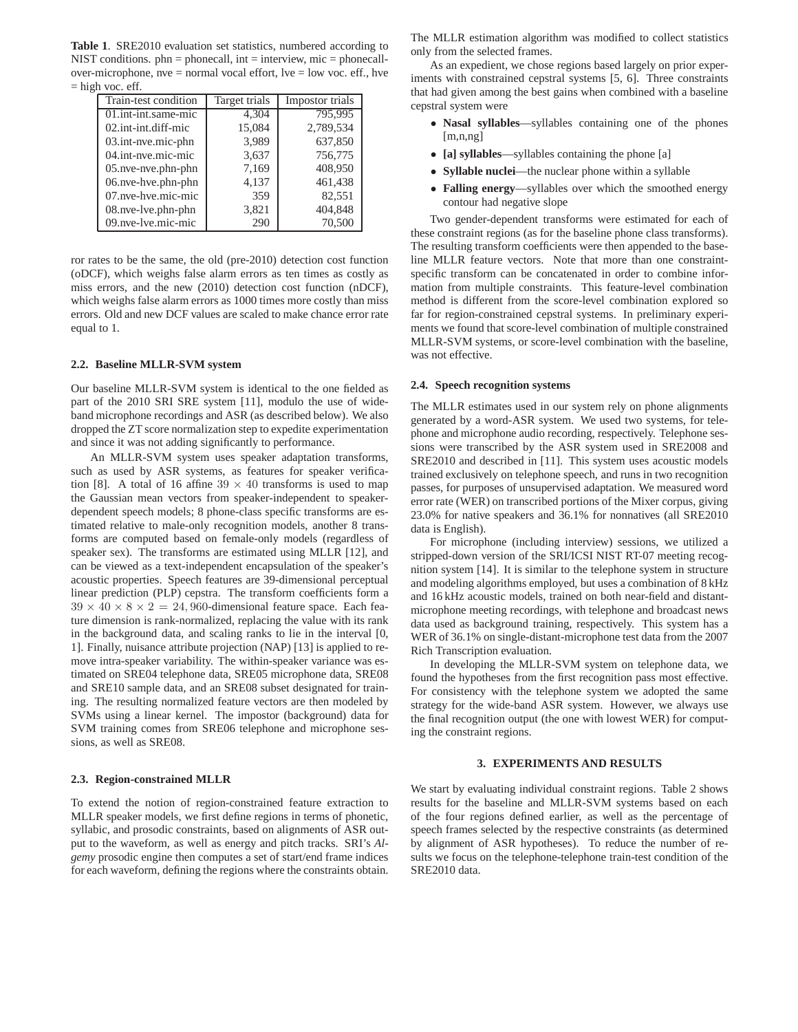**Table 1**. SRE2010 evaluation set statistics, numbered according to NIST conditions. phn = phonecall, int = interview, mic = phonecall-over-microphone, nve = normal vocal effort, lve = low voc. eff., hve = high voc. eff.

| Train-test condition | Target trials | Impostor trials |
|---|---|---|
| 01.int-int.same-mic | 4,304 | 795,995 |
| 02.int-int.diff-mic | 15,084 | 2,789,534 |
| 03.int-nve.mic-phn | 3,989 | 637,850 |
| 04.int-nve.mic-mic | 3,637 | 756,775 |
| 05.nve-nve.phn-phn | 7,169 | 408,950 |
| 06.nve-hve.phn-phn | 4,137 | 461,438 |
| 07.nve-hve.mic-mic | 359 | 82,551 |
| 08.nve-lve.phn-phn | 3,821 | 404,848 |
| 09.nve-lve.mic-mic | 290 | 70,500 |

ror rates to be the same, the old (pre-2010) detection cost function (oDCF), which weighs false alarm errors as ten times as costly as miss errors, and the new (2010) detection cost function (nDCF), which weighs false alarm errors as 1000 times more costly than miss errors. Old and new DCF values are scaled to make chance error rate equal to 1.

### 2.2. Baseline MLLR-SVM system

Our baseline MLLR-SVM system is identical to the one fielded as part of the 2010 SRI SRE system [11], modulo the use of wide-band microphone recordings and ASR (as described below). We also dropped the ZT score normalization step to expedite experimentation and since it was not adding significantly to performance.

An MLLR-SVM system uses speaker adaptation transforms, such as used by ASR systems, as features for speaker verification [8]. A total of 16 affine $39 \times 40$ transforms is used to map the Gaussian mean vectors from speaker-independent to speaker-dependent speech models; 8 phone-class specific transforms are estimated relative to male-only recognition models, another 8 transforms are computed based on female-only models (regardless of speaker sex). The transforms are estimated using MLLR [12], and can be viewed as a text-independent encapsulation of the speaker's acoustic properties. Speech features are 39-dimensional perceptual linear prediction (PLP) cepstra. The transform coefficients form a $39 \times 40 \times 8 \times 2 = 24,960$-dimensional feature space. Each feature dimension is rank-normalized, replacing the value with its rank in the background data, and scaling ranks to lie in the interval [0, 1]. Finally, nuisance attribute projection (NAP) [13] is applied to remove intra-speaker variability. The within-speaker variance was estimated on SRE04 telephone data, SRE05 microphone data, SRE08 and SRE10 sample data, and an SRE08 subset designated for training. The resulting normalized feature vectors are then modeled by SVMs using a linear kernel. The impostor (background) data for SVM training comes from SRE06 telephone and microphone sessions, as well as SRE08.

### 2.3. Region-constrained MLLR

To extend the notion of region-constrained feature extraction to MLLR speaker models, we first define regions in terms of phonetic, syllabic, and prosodic constraints, based on alignments of ASR output to the waveform, as well as energy and pitch tracks. SRI's *Algemy* prosodic engine then computes a set of start/end frame indices for each waveform, defining the regions where the constraints obtain. The MLLR estimation algorithm was modified to collect statistics only from the selected frames.

As an expedient, we chose regions based largely on prior experiments with constrained cepstral systems [5, 6]. Three constraints that had given among the best gains when combined with a baseline cepstral system were

- **Nasal syllables**—syllables containing one of the phones [m,n,ng]
- **[a] syllables**—syllables containing the phone [a]
- **Syllable nuclei**—the nuclear phone within a syllable
- **Falling energy**—syllables over which the smoothed energy contour had negative slope

Two gender-dependent transforms were estimated for each of these constraint regions (as for the baseline phone class transforms). The resulting transform coefficients were then appended to the baseline MLLR feature vectors. Note that more than one constraint-specific transform can be concatenated in order to combine information from multiple constraints. This feature-level combination method is different from the score-level combination explored so far for region-constrained cepstral systems. In preliminary experiments we found that score-level combination of multiple constrained MLLR-SVM systems, or score-level combination with the baseline, was not effective.

### 2.4. Speech recognition systems

The MLLR estimates used in our system rely on phone alignments generated by a word-ASR system. We used two systems, for telephone and microphone audio recording, respectively. Telephone sessions were transcribed by the ASR system used in SRE2008 and SRE2010 and described in [11]. This system uses acoustic models trained exclusively on telephone speech, and runs in two recognition passes, for purposes of unsupervised adaptation. We measured word error rate (WER) on transcribed portions of the Mixer corpus, giving 23.0% for native speakers and 36.1% for nonnatives (all SRE2010 data is English).

For microphone (including interview) sessions, we utilized a stripped-down version of the SRI/ICSI NIST RT-07 meeting recognition system [14]. It is similar to the telephone system in structure and modeling algorithms employed, but uses a combination of 8 kHz and 16 kHz acoustic models, trained on both near-field and distant-microphone meeting recordings, with telephone and broadcast news data used as background training, respectively. This system has a WER of 36.1% on single-distant-microphone test data from the 2007 Rich Transcription evaluation.

In developing the MLLR-SVM system on telephone data, we found the hypotheses from the first recognition pass most effective. For consistency with the telephone system we adopted the same strategy for the wide-band ASR system. However, we always use the final recognition output (the one with lowest WER) for computing the constraint regions.

## 3. EXPERIMENTS AND RESULTS

We start by evaluating individual constraint regions. Table 2 shows results for the baseline and MLLR-SVM systems based on each of the four regions defined earlier, as well as the percentage of speech frames selected by the respective constraints (as determined by alignment of ASR hypotheses). To reduce the number of results we focus on the telephone-telephone train-test condition of the SRE2010 data.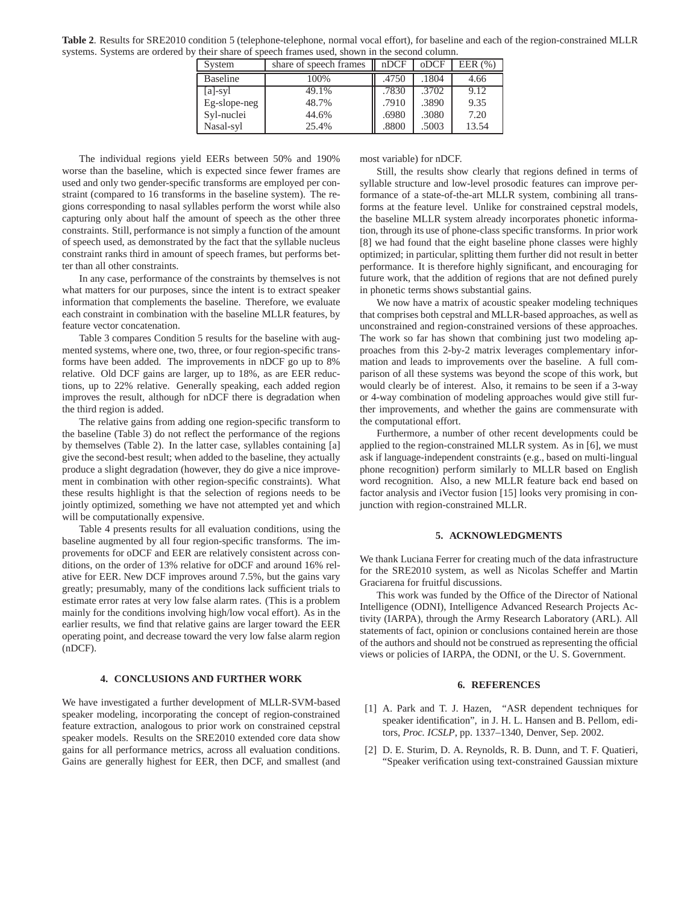**Table 2**. Results for SRE2010 condition 5 (telephone-telephone, normal vocal effort), for baseline and each of the region-constrained MLLR systems. Systems are ordered by their share of speech frames used, shown in the second column.

| System | share of speech frames | nDCF | oDCF | EER (%) |
|---|---|---|---|---|
| Baseline | 100% | .4750 | .1804 | 4.66 |
| [a]-syl | 49.1% | .7830 | .3702 | 9.12 |
| Eg-slope-neg | 48.7% | .7910 | .3890 | 9.35 |
| Syl-nuclei | 44.6% | .6980 | .3080 | 7.20 |
| Nasal-syl | 25.4% | .8800 | .5003 | 13.54 |

The individual regions yield EERs between 50% and 190% worse than the baseline, which is expected since fewer frames are used and only two gender-specific transforms are employed per constraint (compared to 16 transforms in the baseline system). The regions corresponding to nasal syllables perform the worst while also capturing only about half the amount of speech as the other three constraints. Still, performance is not simply a function of the amount of speech used, as demonstrated by the fact that the syllable nucleus constraint ranks third in amount of speech frames, but performs better than all other constraints.

In any case, performance of the constraints by themselves is not what matters for our purposes, since the intent is to extract speaker information that complements the baseline. Therefore, we evaluate each constraint in combination with the baseline MLLR features, by feature vector concatenation.

Table 3 compares Condition 5 results for the baseline with augmented systems, where one, two, three, or four region-specific transforms have been added. The improvements in nDCF go up to 8% relative. Old DCF gains are larger, up to 18%, as are EER reductions, up to 22% relative. Generally speaking, each added region improves the result, although for nDCF there is degradation when the third region is added.

The relative gains from adding one region-specific transform to the baseline (Table 3) do not reflect the performance of the regions by themselves (Table 2). In the latter case, syllables containing [a] give the second-best result; when added to the baseline, they actually produce a slight degradation (however, they do give a nice improvement in combination with other region-specific constraints). What these results highlight is that the selection of regions needs to be jointly optimized, something we have not attempted yet and which will be computationally expensive.

Table 4 presents results for all evaluation conditions, using the baseline augmented by all four region-specific transforms. The improvements for oDCF and EER are relatively consistent across conditions, on the order of 13% relative for oDCF and around 16% relative for EER. New DCF improves around 7.5%, but the gains vary greatly; presumably, many of the conditions lack sufficient trials to estimate error rates at very low false alarm rates. (This is a problem mainly for the conditions involving high/low vocal effort). As in the earlier results, we find that relative gains are larger toward the EER operating point, and decrease toward the very low false alarm region (nDCF).

## 4. CONCLUSIONS AND FURTHER WORK

We have investigated a further development of MLLR-SVM-based speaker modeling, incorporating the concept of region-constrained feature extraction, analogous to prior work on constrained cepstral speaker models. Results on the SRE2010 extended core data show gains for all performance metrics, across all evaluation conditions. Gains are generally highest for EER, then DCF, and smallest (and most variable) for nDCF.

Still, the results show clearly that regions defined in terms of syllable structure and low-level prosodic features can improve performance of a state-of-the-art MLLR system, combining all transforms at the feature level. Unlike for constrained cepstral models, the baseline MLLR system already incorporates phonetic information, through its use of phone-class specific transforms. In prior work [8] we had found that the eight baseline phone classes were highly optimized; in particular, splitting them further did not result in better performance. It is therefore highly significant, and encouraging for future work, that the addition of regions that are not defined purely in phonetic terms shows substantial gains.

We now have a matrix of acoustic speaker modeling techniques that comprises both cepstral and MLLR-based approaches, as well as unconstrained and region-constrained versions of these approaches. The work so far has shown that combining just two modeling approaches from this 2-by-2 matrix leverages complementary information and leads to improvements over the baseline. A full comparison of all these systems was beyond the scope of this work, but would clearly be of interest. Also, it remains to be seen if a 3-way or 4-way combination of modeling approaches would give still further improvements, and whether the gains are commensurate with the computational effort.

Furthermore, a number of other recent developments could be applied to the region-constrained MLLR system. As in [6], we must ask if language-independent constraints (e.g., based on multi-lingual phone recognition) perform similarly to MLLR based on English word recognition. Also, a new MLLR feature back end based on factor analysis and iVector fusion [15] looks very promising in conjunction with region-constrained MLLR.

## 5. ACKNOWLEDGMENTS

We thank Luciana Ferrer for creating much of the data infrastructure for the SRE2010 system, as well as Nicolas Scheffer and Martin Graciarena for fruitful discussions.

This work was funded by the Office of the Director of National Intelligence (ODNI), Intelligence Advanced Research Projects Activity (IARPA), through the Army Research Laboratory (ARL). All statements of fact, opinion or conclusions contained herein are those of the authors and should not be construed as representing the official views or policies of IARPA, the ODNI, or the U. S. Government.

## 6. REFERENCES

[1] A. Park and T. J. Hazen, "ASR dependent techniques for speaker identification", in J. H. L. Hansen and B. Pellom, editors, *Proc. ICSLP*, pp. 1337–1340, Denver, Sep. 2002.

[2] D. E. Sturim, D. A. Reynolds, R. B. Dunn, and T. F. Quatieri, "Speaker verification using text-constrained Gaussian mixture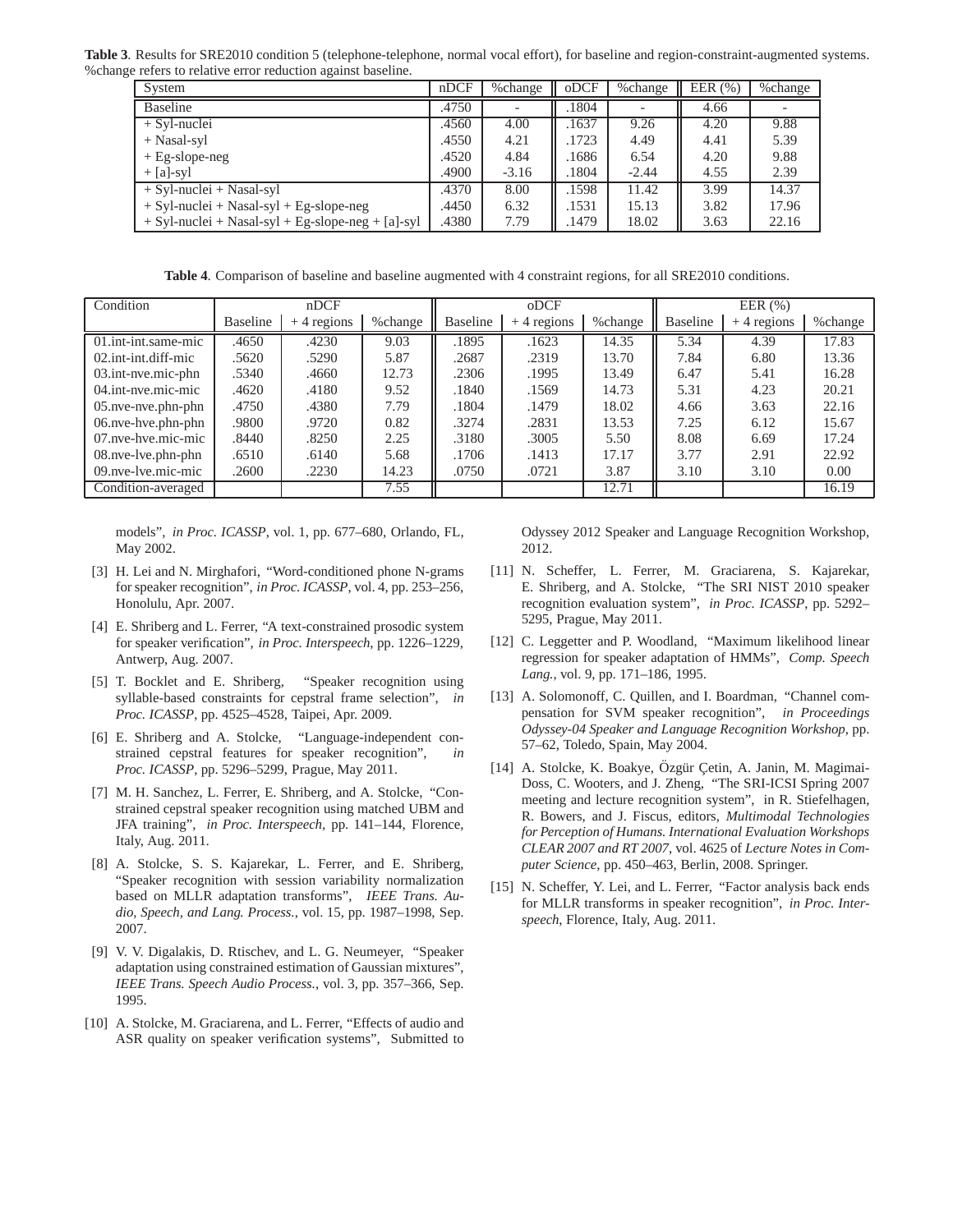**Table 3**. Results for SRE2010 condition 5 (telephone-telephone, normal vocal effort), for baseline and region-constraint-augmented systems. %change refers to relative error reduction against baseline.

| System | nDCF | %change | oDCF | %change | EER (%) | %change |
|---|---|---|---|---|---|---|
| Baseline | .4750 | - | .1804 | - | 4.66 | - |
| + Syl-nuclei | .4560 | 4.00 | .1637 | 9.26 | 4.20 | 9.88 |
| + Nasal-syl | .4550 | 4.21 | .1723 | 4.49 | 4.41 | 5.39 |
| + Eg-slope-neg | .4520 | 4.84 | .1686 | 6.54 | 4.20 | 9.88 |
| + [a]-syl | .4900 | -3.16 | .1804 | -2.44 | 4.55 | 2.39 |
| + Syl-nuclei + Nasal-syl | .4370 | 8.00 | .1598 | 11.42 | 3.99 | 14.37 |
| + Syl-nuclei + Nasal-syl + Eg-slope-neg | .4450 | 6.32 | .1531 | 15.13 | 3.82 | 17.96 |
| + Syl-nuclei + Nasal-syl + Eg-slope-neg + [a]-syl | .4380 | 7.79 | .1479 | 18.02 | 3.63 | 22.16 |

**Table 4**. Comparison of baseline and baseline augmented with 4 constraint regions, for all SRE2010 conditions.

| Condition | nDCF | | | oDCF | | | EER (%) | | |
|---|---|---|---|---|---|---|---|---|---|
| | Baseline | + 4 regions | %change | Baseline | + 4 regions | %change | Baseline | + 4 regions | %change |
| 01.int-int.same-mic | .4650 | .4230 | 9.03 | .1895 | .1623 | 14.35 | 5.34 | 4.39 | 17.83 |
| 02.int-int.diff-mic | .5620 | .5290 | 5.87 | .2687 | .2319 | 13.70 | 7.84 | 6.80 | 13.36 |
| 03.int-nve.mic-phn | .5340 | .4660 | 12.73 | .2306 | .1995 | 13.49 | 6.47 | 5.41 | 16.28 |
| 04.int-nve.mic-mic | .4620 | .4180 | 9.52 | .1840 | .1569 | 14.73 | 5.31 | 4.23 | 20.21 |
| 05.nve-nve.phn-phn | .4750 | .4380 | 7.79 | .1804 | .1479 | 18.02 | 4.66 | 3.63 | 22.16 |
| 06.nve-hve.phn-phn | .9800 | .9720 | 0.82 | .3274 | .2831 | 13.53 | 7.25 | 6.12 | 15.67 |
| 07.nve-hve.mic-mic | .8440 | .8250 | 2.25 | .3180 | .3005 | 5.50 | 8.08 | 6.69 | 17.24 |
| 08.nve-lve.phn-phn | .6510 | .6140 | 5.68 | .1706 | .1413 | 17.17 | 3.77 | 2.91 | 22.92 |
| 09.nve-lve.mic-mic | .2600 | .2230 | 14.23 | .0750 | .0721 | 3.87 | 3.10 | 3.10 | 0.00 |
| Condition-averaged | | | 7.55 | | | 12.71 | | | 16.19 |

models", *in Proc. ICASSP*, vol. 1, pp. 677–680, Orlando, FL, May 2002.

[3] H. Lei and N. Mirghafori, "Word-conditioned phone N-grams for speaker recognition", *in Proc. ICASSP*, vol. 4, pp. 253–256, Honolulu, Apr. 2007.

[4] E. Shriberg and L. Ferrer, "A text-constrained prosodic system for speaker verification", *in Proc. Interspeech*, pp. 1226–1229, Antwerp, Aug. 2007.

[5] T. Bocklet and E. Shriberg, "Speaker recognition using syllable-based constraints for cepstral frame selection", *in Proc. ICASSP*, pp. 4525–4528, Taipei, Apr. 2009.

[6] E. Shriberg and A. Stolcke, "Language-independent constrained cepstral features for speaker recognition", *in Proc. ICASSP*, pp. 5296–5299, Prague, May 2011.

[7] M. H. Sanchez, L. Ferrer, E. Shriberg, and A. Stolcke, "Constrained cepstral speaker recognition using matched UBM and JFA training", *in Proc. Interspeech*, pp. 141–144, Florence, Italy, Aug. 2011.

[8] A. Stolcke, S. S. Kajarekar, L. Ferrer, and E. Shriberg, "Speaker recognition with session variability normalization based on MLLR adaptation transforms", *IEEE Trans. Audio, Speech, and Lang. Process.*, vol. 15, pp. 1987–1998, Sep. 2007.

[9] V. V. Digalakis, D. Rtischev, and L. G. Neumeyer, "Speaker adaptation using constrained estimation of Gaussian mixtures", *IEEE Trans. Speech Audio Process.*, vol. 3, pp. 357–366, Sep. 1995.

[10] A. Stolcke, M. Graciarena, and L. Ferrer, "Effects of audio and ASR quality on speaker verification systems", Submitted to Odyssey 2012 Speaker and Language Recognition Workshop, 2012.

[11] N. Scheffer, L. Ferrer, M. Graciarena, S. Kajarekar, E. Shriberg, and A. Stolcke, "The SRI NIST 2010 speaker recognition evaluation system", *in Proc. ICASSP*, pp. 5292–5295, Prague, May 2011.

[12] C. Leggetter and P. Woodland, "Maximum likelihood linear regression for speaker adaptation of HMMs", *Comp. Speech Lang.*, vol. 9, pp. 171–186, 1995.

[13] A. Solomonoff, C. Quillen, and I. Boardman, "Channel compensation for SVM speaker recognition", *in Proceedings Odyssey-04 Speaker and Language Recognition Workshop*, pp. 57–62, Toledo, Spain, May 2004.

[14] A. Stolcke, K. Boakye, Özgür Çetin, A. Janin, M. Magimai-Doss, C. Wooters, and J. Zheng, "The SRI-ICSI Spring 2007 meeting and lecture recognition system", in R. Stiefelhagen, R. Bowers, and J. Fiscus, editors, *Multimodal Technologies for Perception of Humans. International Evaluation Workshops CLEAR 2007 and RT 2007*, vol. 4625 of *Lecture Notes in Computer Science*, pp. 450–463, Berlin, 2008. Springer.

[15] N. Scheffer, Y. Lei, and L. Ferrer, "Factor analysis back ends for MLLR transforms in speaker recognition", *in Proc. Interspeech*, Florence, Italy, Aug. 2011.